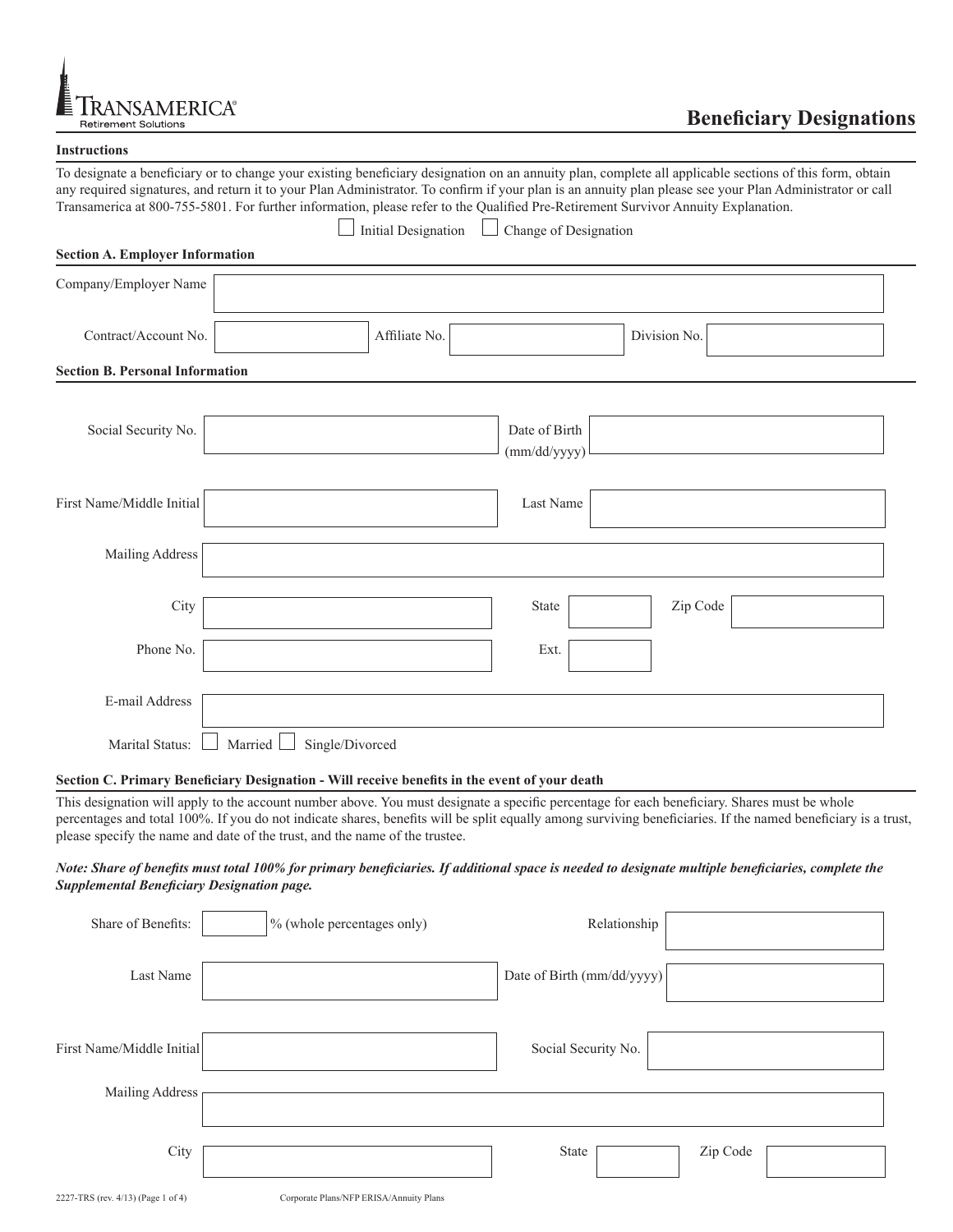**TRANSAMERICA®**
Retirement Solutions

# Beneficiary Designations

**Instructions**

To designate a beneficiary or to change your existing beneficiary designation on an annuity plan, complete all applicable sections of this form, obtain any required signatures, and return it to your Plan Administrator. To confirm if your plan is an annuity plan please see your Plan Administrator or call Transamerica at 800-755-5801. For further information, please refer to the Qualified Pre-Retirement Survivor Annuity Explanation.

☐ Initial Designation ☐ Change of Designation

**Section A. Employer Information**

Company/Employer Name \_\_\_\_\_\_\_\_\_\_\_\_\_\_\_\_

Contract/Account No. \_\_\_\_\_\_\_\_ Affiliate No. \_\_\_\_\_\_\_\_ Division No. \_\_\_\_\_\_\_\_

**Section B. Personal Information**

Social Security No. \_\_\_\_\_\_\_\_ Date of Birth (mm/dd/yyyy) \_\_\_\_\_\_\_\_

First Name/Middle Initial \_\_\_\_\_\_\_\_ Last Name \_\_\_\_\_\_\_\_

Mailing Address \_\_\_\_\_\_\_\_\_\_\_\_\_\_\_\_

City \_\_\_\_\_\_\_\_ State \_\_\_\_ Zip Code \_\_\_\_\_\_

Phone No. \_\_\_\_\_\_\_\_ Ext. \_\_\_\_

E-mail Address \_\_\_\_\_\_\_\_\_\_\_\_\_\_\_\_

Marital Status: ☐ Married ☐ Single/Divorced

**Section C. Primary Beneficiary Designation - Will receive benefits in the event of your death**

This designation will apply to the account number above. You must designate a specific percentage for each beneficiary. Shares must be whole percentages and total 100%. If you do not indicate shares, benefits will be split equally among surviving beneficiaries. If the named beneficiary is a trust, please specify the name and date of the trust, and the name of the trustee.

***Note: Share of benefits must total 100% for primary beneficiaries. If additional space is needed to designate multiple beneficiaries, complete the Supplemental Beneficiary Designation page.***

Share of Benefits: \_\_\_\_ % (whole percentages only) Relationship \_\_\_\_\_\_\_\_

Last Name \_\_\_\_\_\_\_\_ Date of Birth (mm/dd/yyyy) \_\_\_\_\_\_\_\_

First Name/Middle Initial \_\_\_\_\_\_\_\_ Social Security No. \_\_\_\_\_\_\_\_

Mailing Address \_\_\_\_\_\_\_\_\_\_\_\_\_\_\_\_

City \_\_\_\_\_\_\_\_ State \_\_\_\_ Zip Code \_\_\_\_\_\_

2227-TRS (rev. 4/13) Corporate Plans/NFP ERISA/Annuity Plans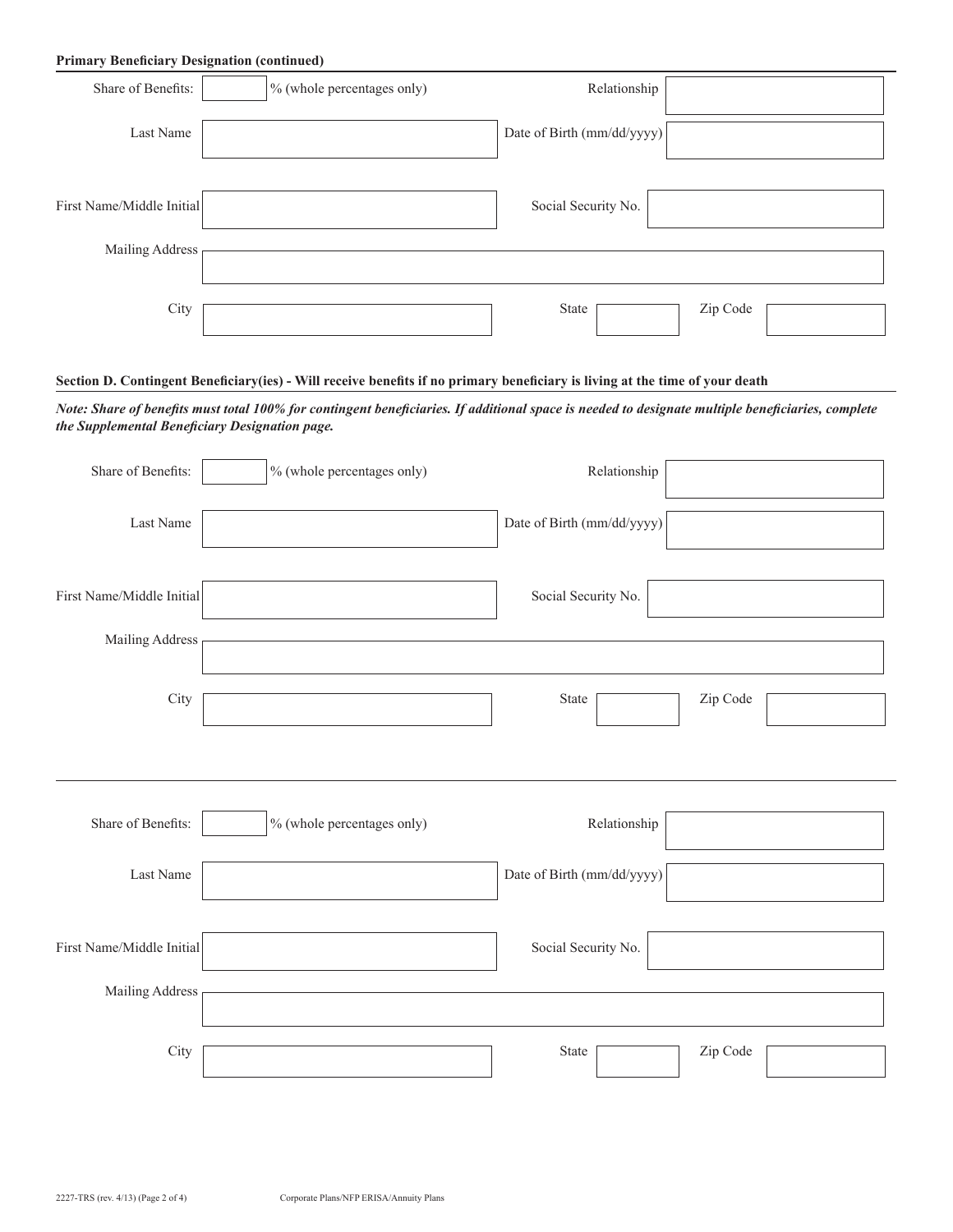**Primary Beneficiary Designation (continued)**

Share of Benefits: ______ % (whole percentages only)

Relationship ______

Last Name ______

Date of Birth (mm/dd/yyyy) ______

First Name/Middle Initial ______

Social Security No. ______

Mailing Address ______

City ______ State ______ Zip Code ______

**Section D. Contingent Beneficiary(ies) - Will receive benefits if no primary beneficiary is living at the time of your death**

***Note: Share of benefits must total 100% for contingent beneficiaries. If additional space is needed to designate multiple beneficiaries, complete the Supplemental Beneficiary Designation page.***

Share of Benefits: ______ % (whole percentages only)

Relationship ______

Last Name ______

Date of Birth (mm/dd/yyyy) ______

First Name/Middle Initial ______

Social Security No. ______

Mailing Address ______

City ______ State ______ Zip Code ______

---

Share of Benefits: ______ % (whole percentages only)

Relationship ______

Last Name ______

Date of Birth (mm/dd/yyyy) ______

First Name/Middle Initial ______

Social Security No. ______

Mailing Address ______

City ______ State ______ Zip Code ______

2227-TRS (rev. 4/13) (Page 2 of 4) Corporate Plans/NFP ERISA/Annuity Plans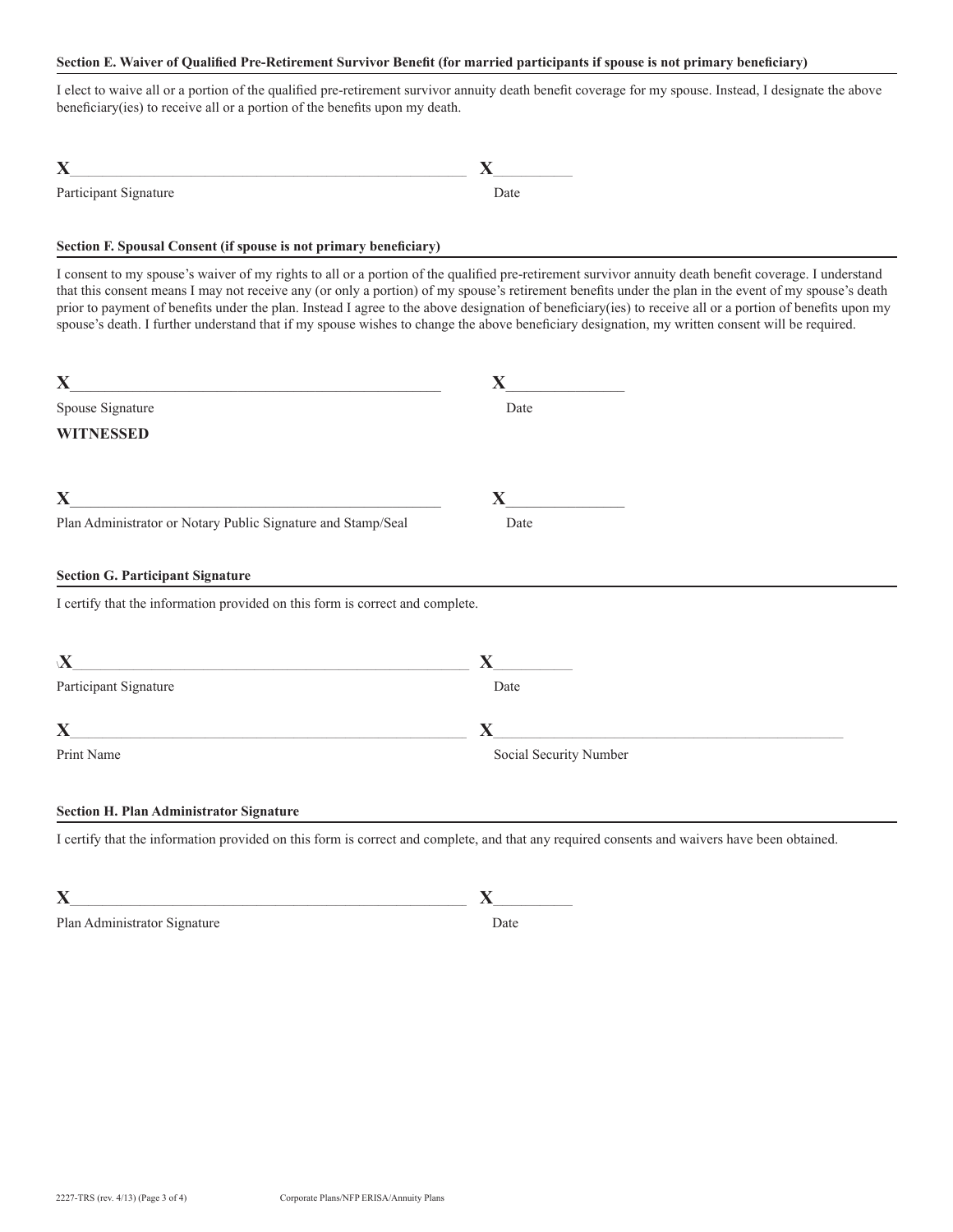### Section E. Waiver of Qualified Pre-Retirement Survivor Benefit (for married participants if spouse is not primary beneficiary)

I elect to waive all or a portion of the qualified pre-retirement survivor annuity death benefit coverage for my spouse. Instead, I designate the above beneficiary(ies) to receive all or a portion of the benefits upon my death.

**X**______________________________________________ **X**__________

Participant Signature Date

### Section F. Spousal Consent (if spouse is not primary beneficiary)

I consent to my spouse's waiver of my rights to all or a portion of the qualified pre-retirement survivor annuity death benefit coverage. I understand that this consent means I may not receive any (or only a portion) of my spouse's retirement benefits under the plan in the event of my spouse's death prior to payment of benefits under the plan. Instead I agree to the above designation of beneficiary(ies) to receive all or a portion of benefits upon my spouse's death. I further understand that if my spouse wishes to change the above beneficiary designation, my written consent will be required.

**X**______________________________________________ **X**______________

Spouse Signature Date

**WITNESSED**

**X**______________________________________________ **X**______________

Plan Administrator or Notary Public Signature and Stamp/Seal Date

### Section G. Participant Signature

I certify that the information provided on this form is correct and complete.

**X**______________________________________________ **X**__________

Participant Signature Date

**X**______________________________________________ **X**______________________________________________

Print Name Social Security Number

### Section H. Plan Administrator Signature

I certify that the information provided on this form is correct and complete, and that any required consents and waivers have been obtained.

**X**______________________________________________ **X**__________

Plan Administrator Signature Date

2227-TRS (rev. 4/13) Corporate Plans/NFP ERISA/Annuity Plans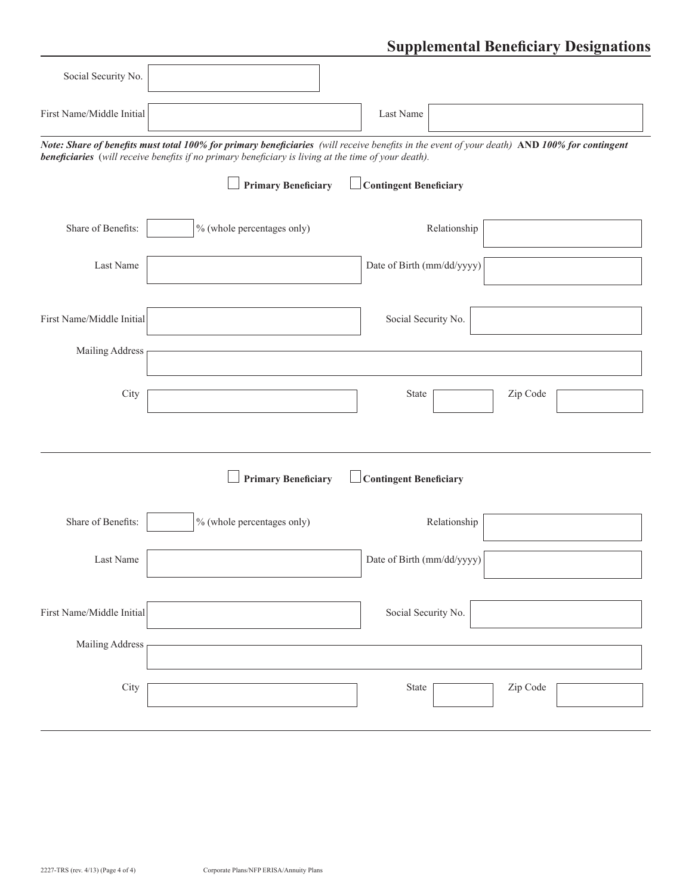# Supplemental Beneficiary Designations

Social Security No.

First Name/Middle Initial | Last Name

***Note: Share of benefits must total 100% for primary beneficiaries*** *(will receive benefits in the event of your death)* **AND** ***100% for contingent beneficiaries*** *(will receive benefits if no primary beneficiary is living at the time of your death).*

☐ **Primary Beneficiary** ☐ **Contingent Beneficiary**

Share of Benefits: ____ % (whole percentages only) | Relationship

Last Name | Date of Birth (mm/dd/yyyy)

First Name/Middle Initial | Social Security No.

Mailing Address

City | State | Zip Code

---

☐ **Primary Beneficiary** ☐ **Contingent Beneficiary**

Share of Benefits: ____ % (whole percentages only) | Relationship

Last Name | Date of Birth (mm/dd/yyyy)

First Name/Middle Initial | Social Security No.

Mailing Address

City | State | Zip Code

---

2227-TRS (rev. 4/13) Corporate Plans/NFP ERISA/Annuity Plans